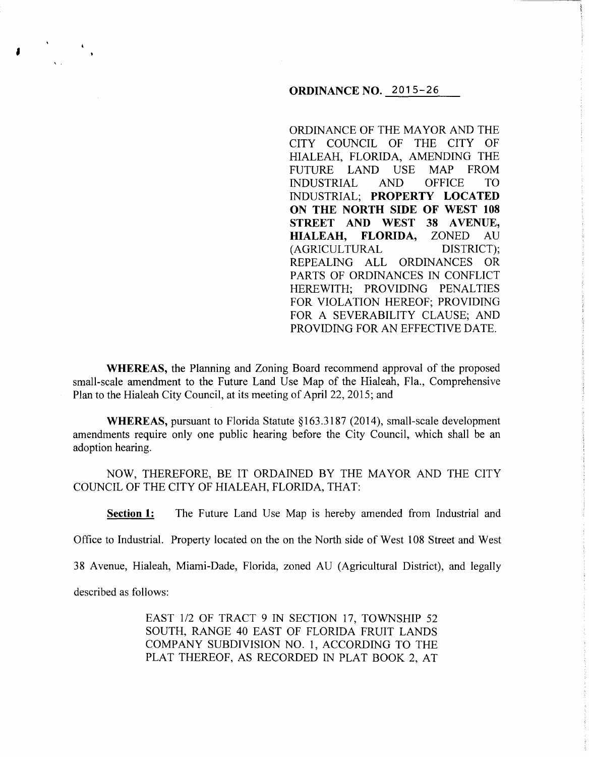**ORDINANCE NO. 2015-26**

ORDINANCE OF THE MAYOR AND THE CITY COUNCIL OF THE CITY OF HIALEAH, FLORIDA, AMENDING THE FUTURE LAND USE MAP FROM INDUSTRIAL AND OFFICE TO INDUSTRIAL; **PROPERTY LOCATED ON THE NORTH SIDE OF WEST 108 STREET AND WEST 38 AVENUE, HIALEAH, FLORIDA,** ZONED AU (AGRICULTURAL DISTRICT); REPEALING ALL ORDINANCES OR PARTS OF ORDINANCES IN CONFLICT HEREWITH; PROVIDING PENALTIES FOR VIOLATION HEREOF; PROVIDING FOR A SEVERABILITY CLAUSE; AND PROVIDING FOR AN EFFECTIVE DATE.

**WHEREAS,** the Planning and Zoning Board recommend approval of the proposed small-scale amendment to the Future Land Use Map of the Hialeah, Fla., Comprehensive Plan to the Hialeah City Council, at its meeting of April 22, 2015; and

**WHEREAS,** pursuant to Florida Statute §163.3187 (2014), small-scale development amendments require only one public hearing before the City Council, which shall be an adoption hearing.

NOW, THEREFORE, BE IT ORDAINED BY THE MAYOR AND THE CITY COUNCIL OF THE CITY OF HIALEAH, FLORIDA, THAT:

**Section 1:** The Future Land Use Map is hereby amended from Industrial and Office to Industrial. Property located on the on the North side of West 108 Street and West 38 Avenue, Hialeah, Miami-Dade, Florida, zoned AU (Agricultural District), and legally described as follows:

> EAST 1/2 OF TRACT 9 IN SECTION 17, TOWNSHIP 52 SOUTH, RANGE 40 EAST OF FLORIDA FRUIT LANDS COMPANY SUBDIVISION NO. 1, ACCORDING TO THE PLAT THEREOF, AS RECORDED IN PLAT BOOK 2, AT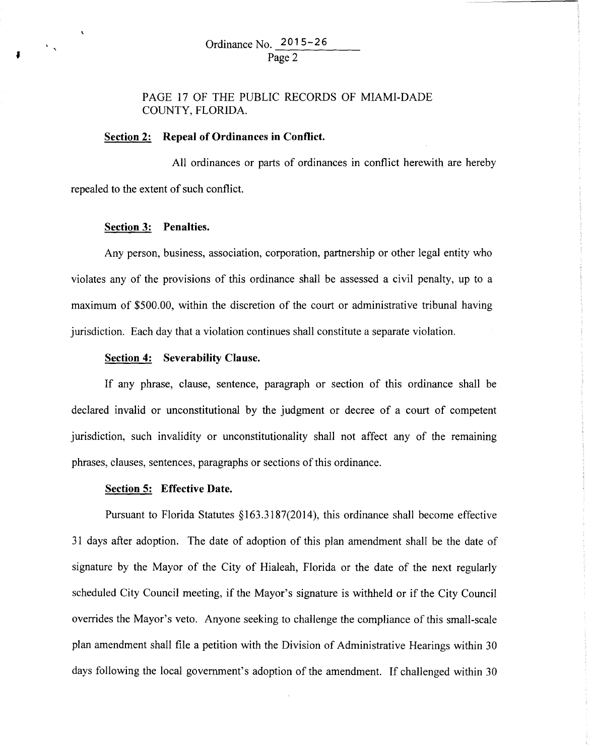PAGE 17 OF THE PUBLIC RECORDS OF MIAMI-DADE COUNTY, FLORIDA.

**Section 2: Repeal of Ordinances in Conflict.**

All ordinances or parts of ordinances in conflict herewith are hereby repealed to the extent of such conflict.

**Section 3: Penalties.**

Any person, business, association, corporation, partnership or other legal entity who violates any of the provisions of this ordinance shall be assessed a civil penalty, up to a maximum of $500.00, within the discretion of the court or administrative tribunal having jurisdiction. Each day that a violation continues shall constitute a separate violation.

**Section 4: Severability Clause.**

If any phrase, clause, sentence, paragraph or section of this ordinance shall be declared invalid or unconstitutional by the judgment or decree of a court of competent jurisdiction, such invalidity or unconstitutionality shall not affect any of the remaining phrases, clauses, sentences, paragraphs or sections of this ordinance.

**Section 5: Effective Date.**

Pursuant to Florida Statutes §163.3187(2014), this ordinance shall become effective 31 days after adoption. The date of adoption of this plan amendment shall be the date of signature by the Mayor of the City of Hialeah, Florida or the date of the next regularly scheduled City Council meeting, if the Mayor's signature is withheld or if the City Council overrides the Mayor's veto. Anyone seeking to challenge the compliance of this small-scale plan amendment shall file a petition with the Division of Administrative Hearings within 30 days following the local government's adoption of the amendment. If challenged within 30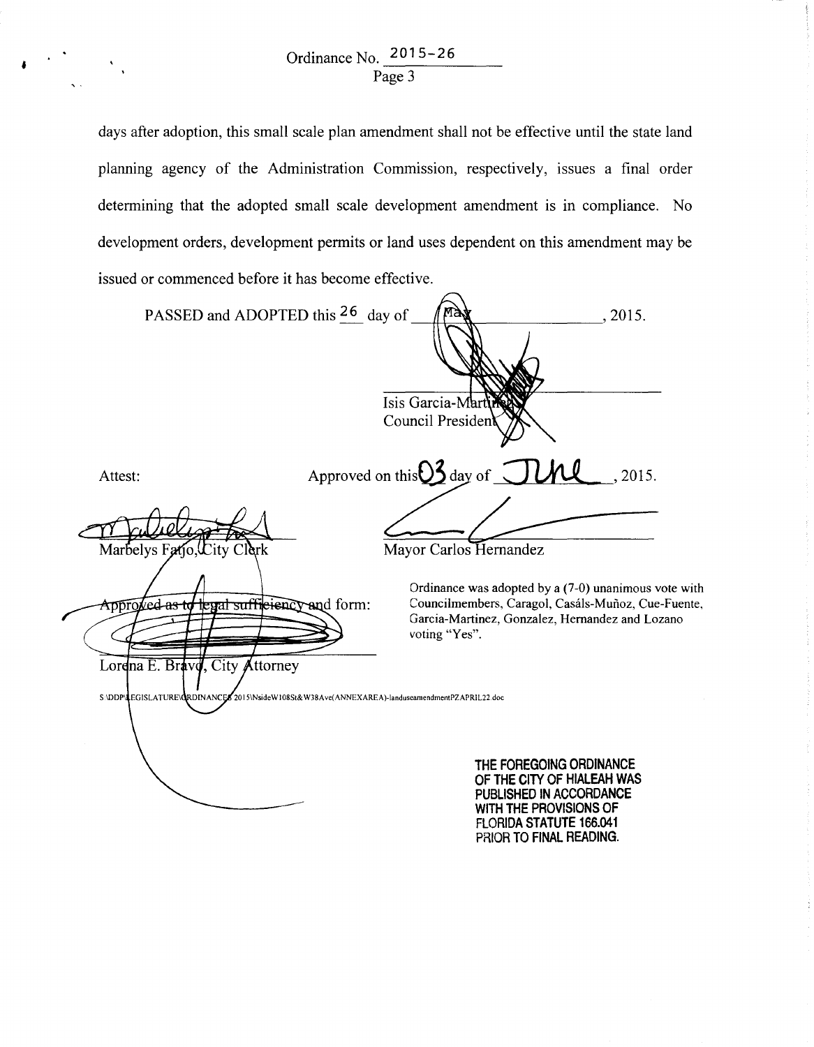days after adoption, this small scale plan amendment shall not be effective until the state land planning agency of the Administration Commission, respectively, issues a final order determining that the adopted small scale development amendment is in compliance. No development orders, development permits or land uses dependent on this amendment may be issued or commenced before it has become effective.

PASSED and ADOPTED this 26 day of May, 2015.

Isis Garcia-Martinez
Council President

Attest:

Approved on this 03 day of June, 2015.

Marbelys Fatjo, City Clerk

Mayor Carlos Hernandez

Approved as to legal sufficiency and form:

Lorena E. Bravo, City Attorney

Ordinance was adopted by a (7-0) unanimous vote with Councilmembers, Caragol, Casáls-Muñoz, Cue-Fuente, Garcia-Martinez, Gonzalez, Hernandez and Lozano voting "Yes".

S:\DDP\LEGISLATURE\ORDINANCES 2015\NsideW108St&W38Ave(ANNEXAREA)-landuseamendmentPZAPRIL22.doc

THE FOREGOING ORDINANCE OF THE CITY OF HIALEAH WAS PUBLISHED IN ACCORDANCE WITH THE PROVISIONS OF FLORIDA STATUTE 166.041 PRIOR TO FINAL READING.